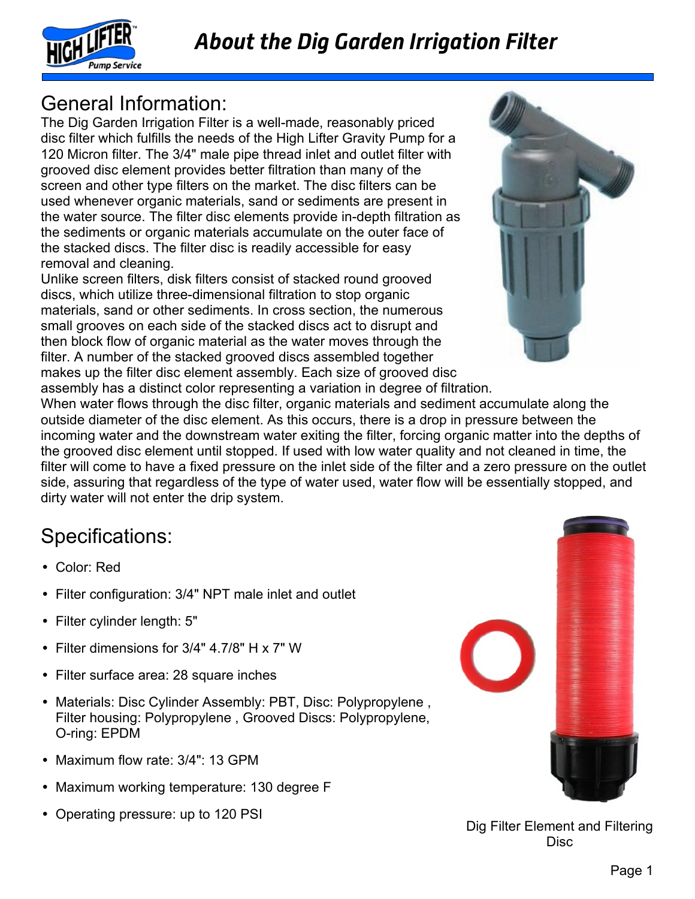# About the Dig Garden Irrigation Filter

## General Information:

The Dig Garden Irrigation Filter is a well-made, reasonably priced disc filter which fulfills the needs of the High Lifter Gravity Pump for a 120 Micron filter. The 3/4" male pipe thread inlet and outlet filter with grooved disc element provides better filtration than many of the screen and other type filters on the market. The disc filters can be used whenever organic materials, sand or sediments are present in the water source. The filter disc elements provide in-depth filtration as the sediments or organic materials accumulate on the outer face of the stacked discs. The filter disc is readily accessible for easy removal and cleaning.

Unlike screen filters, disk filters consist of stacked round grooved discs, which utilize three-dimensional filtration to stop organic materials, sand or other sediments. In cross section, the numerous small grooves on each side of the stacked discs act to disrupt and then block flow of organic material as the water moves through the filter. A number of the stacked grooved discs assembled together makes up the filter disc element assembly. Each size of grooved disc assembly has a distinct color representing a variation in degree of filtration.

When water flows through the disc filter, organic materials and sediment accumulate along the outside diameter of the disc element. As this occurs, there is a drop in pressure between the incoming water and the downstream water exiting the filter, forcing organic matter into the depths of the grooved disc element until stopped. If used with low water quality and not cleaned in time, the filter will come to have a fixed pressure on the inlet side of the filter and a zero pressure on the outlet side, assuring that regardless of the type of water used, water flow will be essentially stopped, and dirty water will not enter the drip system.

## Specifications:

- Color: Red
- Filter configuration: 3/4" NPT male inlet and outlet
- Filter cylinder length: 5"
- Filter dimensions for 3/4" 4.7/8" H x 7" W
- Filter surface area: 28 square inches
- Materials: Disc Cylinder Assembly: PBT, Disc: Polypropylene , Filter housing: Polypropylene , Grooved Discs: Polypropylene, O-ring: EPDM
- Maximum flow rate: 3/4": 13 GPM
- Maximum working temperature: 130 degree F
- Operating pressure: up to 120 PSI

Dig Filter Element and Filtering Disc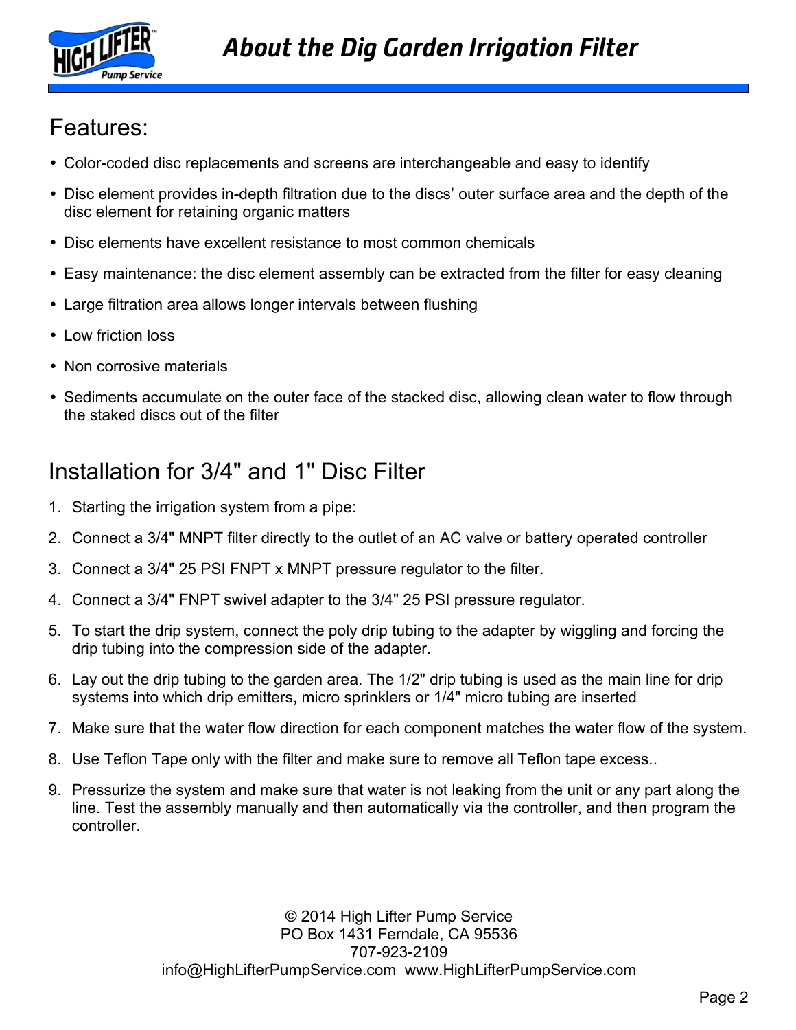# About the Dig Garden Irrigation Filter

## Features:

- Color-coded disc replacements and screens are interchangeable and easy to identify
- Disc element provides in-depth filtration due to the discs' outer surface area and the depth of the disc element for retaining organic matters
- Disc elements have excellent resistance to most common chemicals
- Easy maintenance: the disc element assembly can be extracted from the filter for easy cleaning
- Large filtration area allows longer intervals between flushing
- Low friction loss
- Non corrosive materials
- Sediments accumulate on the outer face of the stacked disc, allowing clean water to flow through the staked discs out of the filter

## Installation for 3/4" and 1" Disc Filter

1. Starting the irrigation system from a pipe:
2. Connect a 3/4" MNPT filter directly to the outlet of an AC valve or battery operated controller
3. Connect a 3/4" 25 PSI FNPT x MNPT pressure regulator to the filter.
4. Connect a 3/4" FNPT swivel adapter to the 3/4" 25 PSI pressure regulator.
5. To start the drip system, connect the poly drip tubing to the adapter by wiggling and forcing the drip tubing into the compression side of the adapter.
6. Lay out the drip tubing to the garden area. The 1/2" drip tubing is used as the main line for drip systems into which drip emitters, micro sprinklers or 1/4" micro tubing are inserted
7. Make sure that the water flow direction for each component matches the water flow of the system.
8. Use Teflon Tape only with the filter and make sure to remove all Teflon tape excess..
9. Pressurize the system and make sure that water is not leaking from the unit or any part along the line. Test the assembly manually and then automatically via the controller, and then program the controller.

© 2014 High Lifter Pump Service
PO Box 1431 Ferndale, CA 95536
707-923-2109
info@HighLifterPumpService.com www.HighLifterPumpService.com